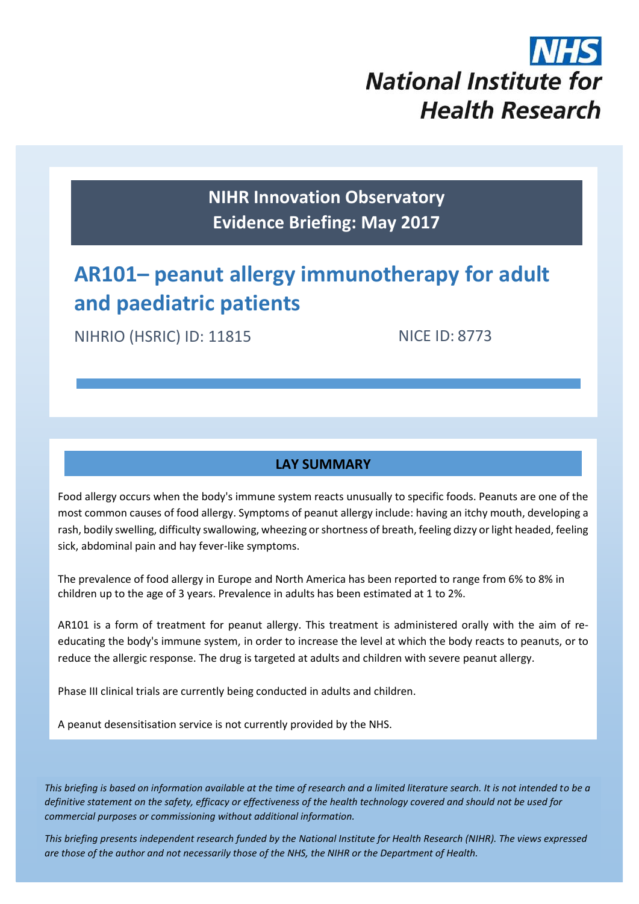NHS National Institute for Health Research

**NIHR Innovation Observatory**
**Evidence Briefing: May 2017**

# AR101– peanut allergy immunotherapy for adult and paediatric patients

NIHRIO (HSRIC) ID: 11815 NICE ID: 8773

## LAY SUMMARY

Food allergy occurs when the body's immune system reacts unusually to specific foods. Peanuts are one of the most common causes of food allergy. Symptoms of peanut allergy include: having an itchy mouth, developing a rash, bodily swelling, difficulty swallowing, wheezing or shortness of breath, feeling dizzy or light headed, feeling sick, abdominal pain and hay fever-like symptoms.

The prevalence of food allergy in Europe and North America has been reported to range from 6% to 8% in children up to the age of 3 years. Prevalence in adults has been estimated at 1 to 2%.

AR101 is a form of treatment for peanut allergy. This treatment is administered orally with the aim of re-educating the body's immune system, in order to increase the level at which the body reacts to peanuts, or to reduce the allergic response. The drug is targeted at adults and children with severe peanut allergy.

Phase III clinical trials are currently being conducted in adults and children.

A peanut desensitisation service is not currently provided by the NHS.

*This briefing is based on information available at the time of research and a limited literature search. It is not intended to be a definitive statement on the safety, efficacy or effectiveness of the health technology covered and should not be used for commercial purposes or commissioning without additional information.*

*This briefing presents independent research funded by the National Institute for Health Research (NIHR). The views expressed are those of the author and not necessarily those of the NHS, the NIHR or the Department of Health.*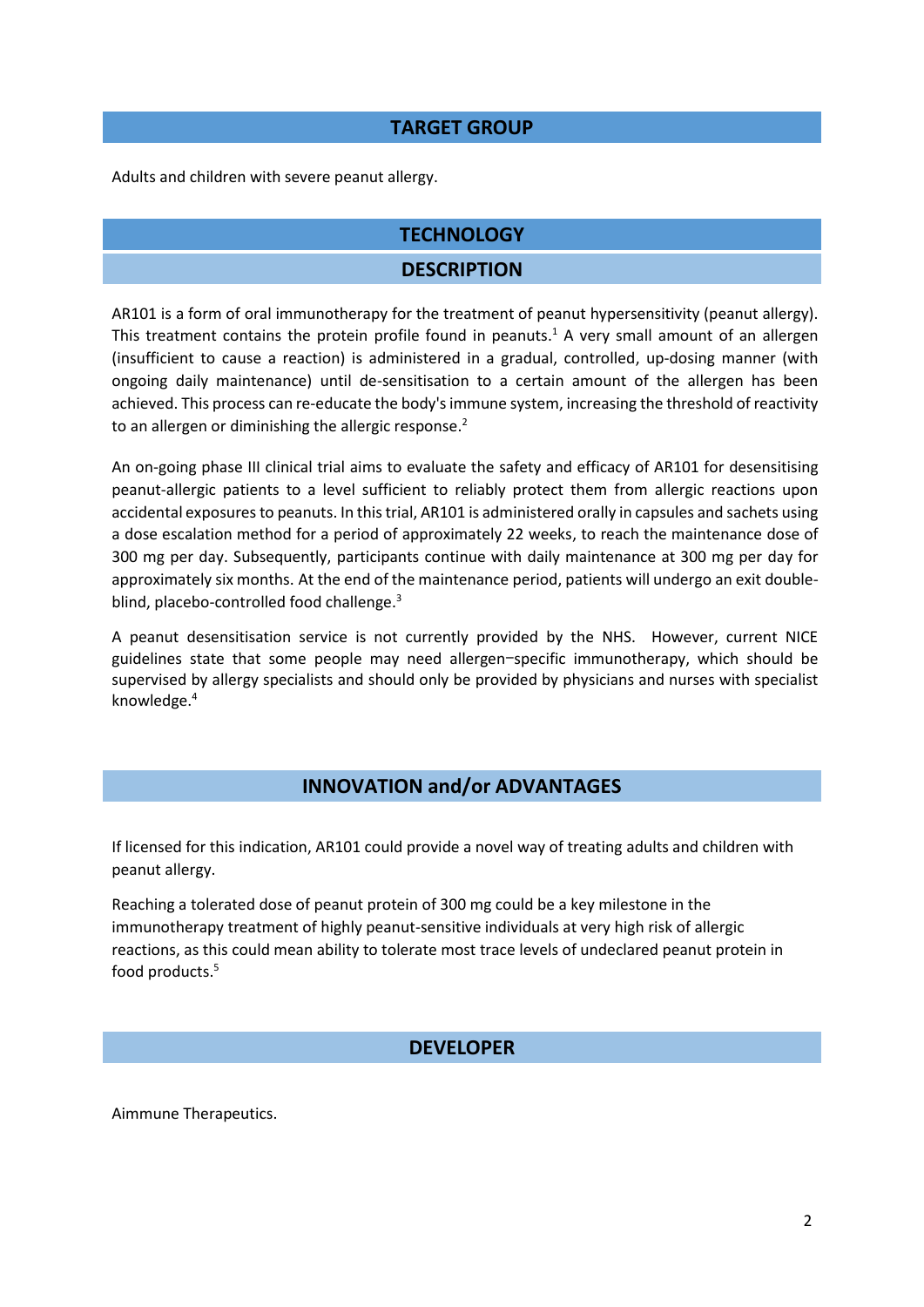## TARGET GROUP

Adults and children with severe peanut allergy.

## TECHNOLOGY

### DESCRIPTION

AR101 is a form of oral immunotherapy for the treatment of peanut hypersensitivity (peanut allergy). This treatment contains the protein profile found in peanuts.[1] A very small amount of an allergen (insufficient to cause a reaction) is administered in a gradual, controlled, up-dosing manner (with ongoing daily maintenance) until de-sensitisation to a certain amount of the allergen has been achieved. This process can re-educate the body's immune system, increasing the threshold of reactivity to an allergen or diminishing the allergic response.[2]

An on-going phase III clinical trial aims to evaluate the safety and efficacy of AR101 for desensitising peanut-allergic patients to a level sufficient to reliably protect them from allergic reactions upon accidental exposures to peanuts. In this trial, AR101 is administered orally in capsules and sachets using a dose escalation method for a period of approximately 22 weeks, to reach the maintenance dose of 300 mg per day. Subsequently, participants continue with daily maintenance at 300 mg per day for approximately six months. At the end of the maintenance period, patients will undergo an exit double-blind, placebo-controlled food challenge.[3]

A peanut desensitisation service is not currently provided by the NHS. However, current NICE guidelines state that some people may need allergen‒specific immunotherapy, which should be supervised by allergy specialists and should only be provided by physicians and nurses with specialist knowledge.[4]

## INNOVATION and/or ADVANTAGES

If licensed for this indication, AR101 could provide a novel way of treating adults and children with peanut allergy.

Reaching a tolerated dose of peanut protein of 300 mg could be a key milestone in the immunotherapy treatment of highly peanut-sensitive individuals at very high risk of allergic reactions, as this could mean ability to tolerate most trace levels of undeclared peanut protein in food products.[5]

## DEVELOPER

Aimmune Therapeutics.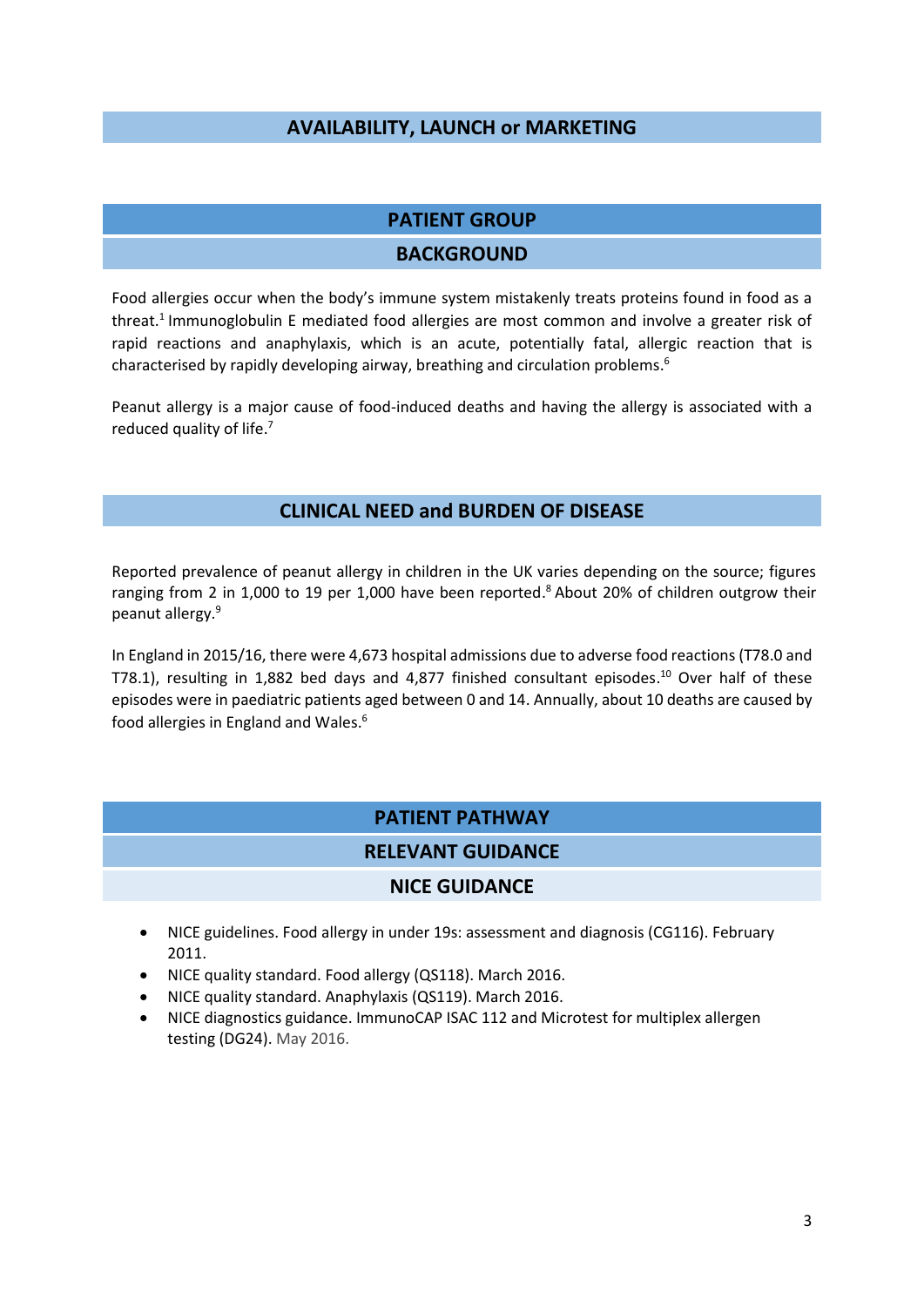## AVAILABILITY, LAUNCH or MARKETING

## PATIENT GROUP

### BACKGROUND

Food allergies occur when the body's immune system mistakenly treats proteins found in food as a threat.[1] Immunoglobulin E mediated food allergies are most common and involve a greater risk of rapid reactions and anaphylaxis, which is an acute, potentially fatal, allergic reaction that is characterised by rapidly developing airway, breathing and circulation problems.[6]

Peanut allergy is a major cause of food-induced deaths and having the allergy is associated with a reduced quality of life.[7]

### CLINICAL NEED and BURDEN OF DISEASE

Reported prevalence of peanut allergy in children in the UK varies depending on the source; figures ranging from 2 in 1,000 to 19 per 1,000 have been reported.[8] About 20% of children outgrow their peanut allergy.[9]

In England in 2015/16, there were 4,673 hospital admissions due to adverse food reactions (T78.0 and T78.1), resulting in 1,882 bed days and 4,877 finished consultant episodes.[10] Over half of these episodes were in paediatric patients aged between 0 and 14. Annually, about 10 deaths are caused by food allergies in England and Wales.[6]

## PATIENT PATHWAY

### RELEVANT GUIDANCE

#### NICE GUIDANCE

- NICE guidelines. Food allergy in under 19s: assessment and diagnosis (CG116). February 2011.
- NICE quality standard. Food allergy (QS118). March 2016.
- NICE quality standard. Anaphylaxis (QS119). March 2016.
- NICE diagnostics guidance. ImmunoCAP ISAC 112 and Microtest for multiplex allergen testing (DG24). May 2016.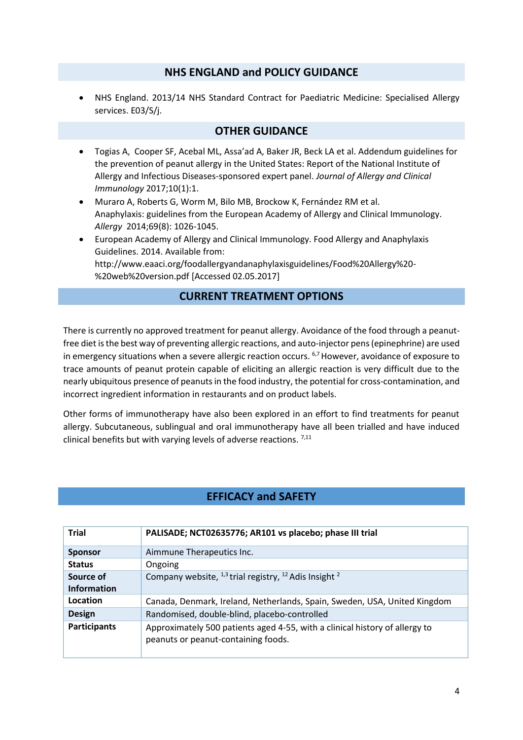## NHS ENGLAND and POLICY GUIDANCE

- NHS England. 2013/14 NHS Standard Contract for Paediatric Medicine: Specialised Allergy services. E03/S/j.

## OTHER GUIDANCE

- Togias A, Cooper SF, Acebal ML, Assa'ad A, Baker JR, Beck LA et al. Addendum guidelines for the prevention of peanut allergy in the United States: Report of the National Institute of Allergy and Infectious Diseases-sponsored expert panel. *Journal of Allergy and Clinical Immunology* 2017;10(1):1.
- Muraro A, Roberts G, Worm M, Bilo MB, Brockow K, Fernández RM et al. Anaphylaxis: guidelines from the European Academy of Allergy and Clinical Immunology. *Allergy* 2014;69(8): 1026-1045.
- European Academy of Allergy and Clinical Immunology. Food Allergy and Anaphylaxis Guidelines. 2014. Available from: http://www.eaaci.org/foodallergyandanaphylaxisguidelines/Food%20Allergy%20-%20web%20version.pdf [Accessed 02.05.2017]

## CURRENT TREATMENT OPTIONS

There is currently no approved treatment for peanut allergy. Avoidance of the food through a peanut-free diet is the best way of preventing allergic reactions, and auto-injector pens (epinephrine) are used in emergency situations when a severe allergic reaction occurs. [6,7] However, avoidance of exposure to trace amounts of peanut protein capable of eliciting an allergic reaction is very difficult due to the nearly ubiquitous presence of peanuts in the food industry, the potential for cross-contamination, and incorrect ingredient information in restaurants and on product labels.

Other forms of immunotherapy have also been explored in an effort to find treatments for peanut allergy. Subcutaneous, sublingual and oral immunotherapy have all been trialled and have induced clinical benefits but with varying levels of adverse reactions. [7,11]

## EFFICACY and SAFETY

| **Trial** | **PALISADE; NCT02635776; AR101 vs placebo; phase III trial** |
|---|---|
| **Sponsor** | Aimmune Therapeutics Inc. |
| **Status** | Ongoing |
| **Source of Information** | Company website, [1,3] trial registry, [12] Adis Insight [2] |
| **Location** | Canada, Denmark, Ireland, Netherlands, Spain, Sweden, USA, United Kingdom |
| **Design** | Randomised, double-blind, placebo-controlled |
| **Participants** | Approximately 500 patients aged 4-55, with a clinical history of allergy to peanuts or peanut-containing foods. |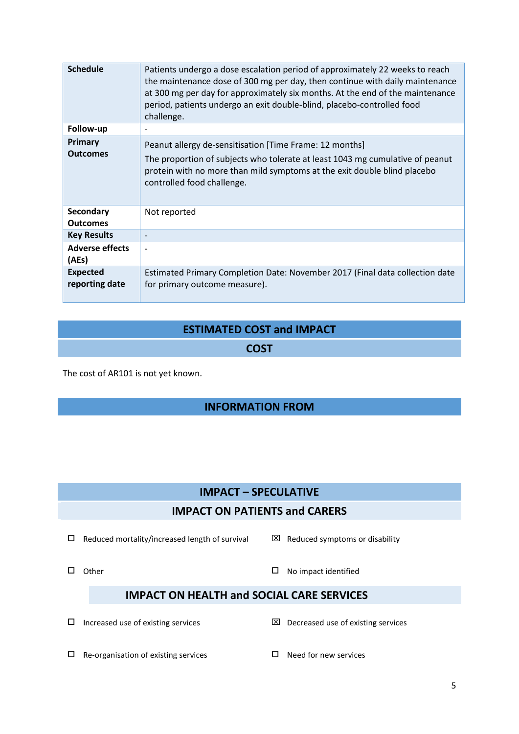| | |
|---|---|
| **Schedule** | Patients undergo a dose escalation period of approximately 22 weeks to reach the maintenance dose of 300 mg per day, then continue with daily maintenance at 300 mg per day for approximately six months. At the end of the maintenance period, patients undergo an exit double-blind, placebo-controlled food challenge. |
| **Follow-up** | - |
| **Primary Outcomes** | Peanut allergy de-sensitisation [Time Frame: 12 months]<br>The proportion of subjects who tolerate at least 1043 mg cumulative of peanut protein with no more than mild symptoms at the exit double blind placebo controlled food challenge. |
| **Secondary Outcomes** | Not reported |
| **Key Results** | - |
| **Adverse effects (AEs)** | - |
| **Expected reporting date** | Estimated Primary Completion Date: November 2017 (Final data collection date for primary outcome measure). |

## ESTIMATED COST and IMPACT

### COST

The cost of AR101 is not yet known.

## INFORMATION FROM

## IMPACT – SPECULATIVE

### IMPACT ON PATIENTS and CARERS

- ☐ Reduced mortality/increased length of survival
- ☒ Reduced symptoms or disability
- ☐ Other
- ☐ No impact identified

### IMPACT ON HEALTH and SOCIAL CARE SERVICES

- ☐ Increased use of existing services
- ☒ Decreased use of existing services
- ☐ Re-organisation of existing services
- ☐ Need for new services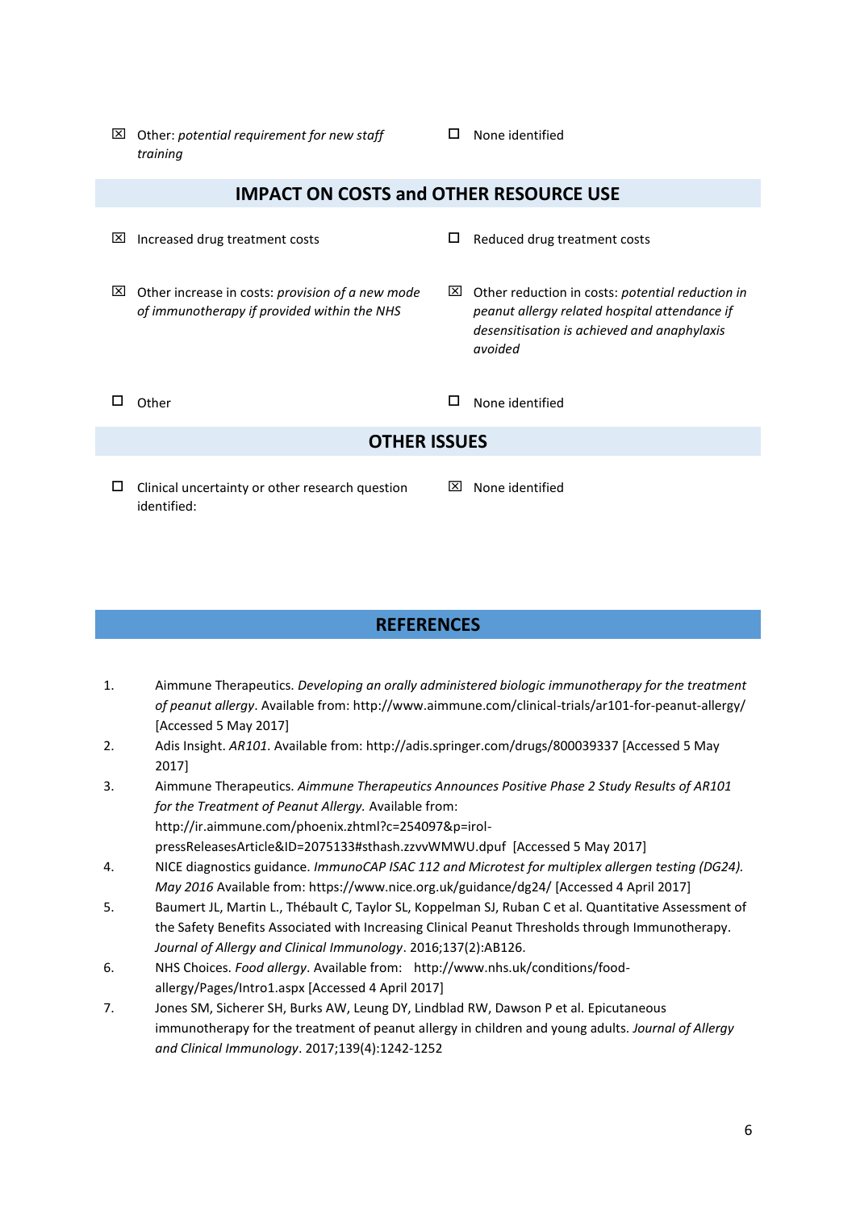☒ Other: *potential requirement for new staff training*

☐ None identified

## IMPACT ON COSTS and OTHER RESOURCE USE

☒ Increased drug treatment costs

☐ Reduced drug treatment costs

☒ Other increase in costs: *provision of a new mode of immunotherapy if provided within the NHS*

☒ Other reduction in costs: *potential reduction in peanut allergy related hospital attendance if desensitisation is achieved and anaphylaxis avoided*

☐ Other

☐ None identified

## OTHER ISSUES

☐ Clinical uncertainty or other research question identified:

☒ None identified

## REFERENCES

1. Aimmune Therapeutics. *Developing an orally administered biologic immunotherapy for the treatment of peanut allergy*. Available from: http://www.aimmune.com/clinical-trials/ar101-for-peanut-allergy/ [Accessed 5 May 2017]
2. Adis Insight. *AR101*. Available from: http://adis.springer.com/drugs/800039337 [Accessed 5 May 2017]
3. Aimmune Therapeutics. *Aimmune Therapeutics Announces Positive Phase 2 Study Results of AR101 for the Treatment of Peanut Allergy.* Available from: http://ir.aimmune.com/phoenix.zhtml?c=254097&p=irol-pressReleasesArticle&ID=2075133#sthash.zzvvWMWU.dpuf [Accessed 5 May 2017]
4. NICE diagnostics guidance. *ImmunoCAP ISAC 112 and Microtest for multiplex allergen testing (DG24). May 2016* Available from: https://www.nice.org.uk/guidance/dg24/ [Accessed 4 April 2017]
5. Baumert JL, Martin L., Thébault C, Taylor SL, Koppelman SJ, Ruban C et al. Quantitative Assessment of the Safety Benefits Associated with Increasing Clinical Peanut Thresholds through Immunotherapy. *Journal of Allergy and Clinical Immunology*. 2016;137(2):AB126.
6. NHS Choices. *Food allergy*. Available from: http://www.nhs.uk/conditions/food-allergy/Pages/Intro1.aspx [Accessed 4 April 2017]
7. Jones SM, Sicherer SH, Burks AW, Leung DY, Lindblad RW, Dawson P et al. Epicutaneous immunotherapy for the treatment of peanut allergy in children and young adults. *Journal of Allergy and Clinical Immunology*. 2017;139(4):1242-1252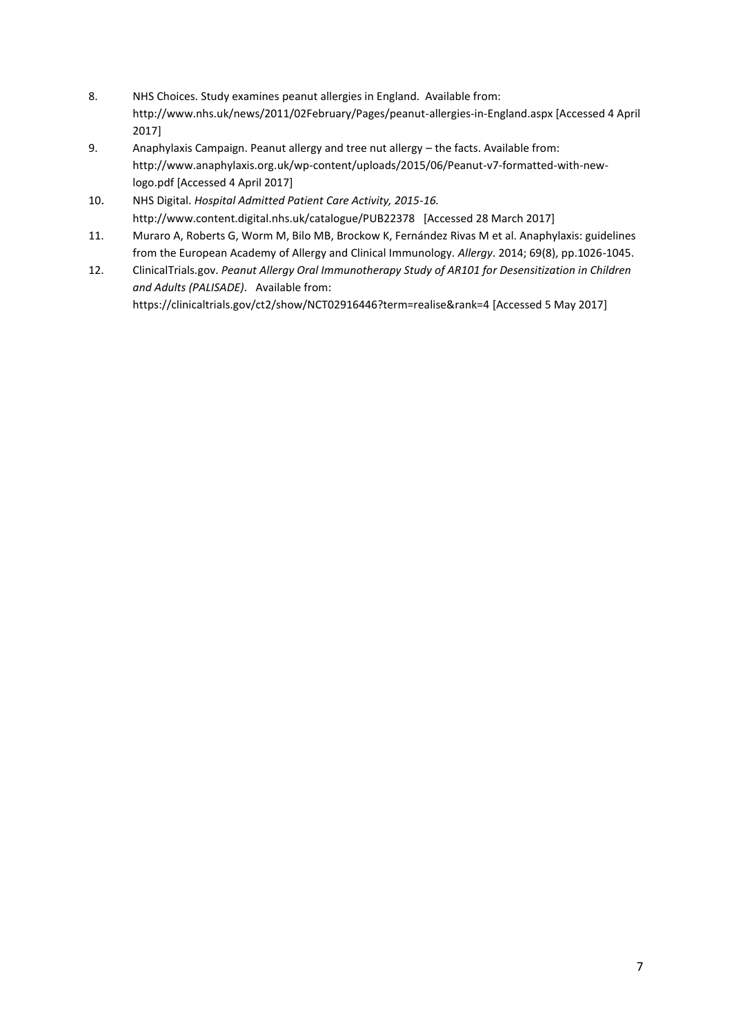8. NHS Choices. Study examines peanut allergies in England. Available from: http://www.nhs.uk/news/2011/02February/Pages/peanut-allergies-in-England.aspx [Accessed 4 April 2017]
9. Anaphylaxis Campaign. Peanut allergy and tree nut allergy – the facts. Available from: http://www.anaphylaxis.org.uk/wp-content/uploads/2015/06/Peanut-v7-formatted-with-new-logo.pdf [Accessed 4 April 2017]
10. NHS Digital. *Hospital Admitted Patient Care Activity, 2015-16.* http://www.content.digital.nhs.uk/catalogue/PUB22378 [Accessed 28 March 2017]
11. Muraro A, Roberts G, Worm M, Bilo MB, Brockow K, Fernández Rivas M et al. Anaphylaxis: guidelines from the European Academy of Allergy and Clinical Immunology. *Allergy*. 2014; 69(8), pp.1026-1045.
12. ClinicalTrials.gov. *Peanut Allergy Oral Immunotherapy Study of AR101 for Desensitization in Children and Adults (PALISADE)*. Available from: https://clinicaltrials.gov/ct2/show/NCT02916446?term=realise&rank=4 [Accessed 5 May 2017]